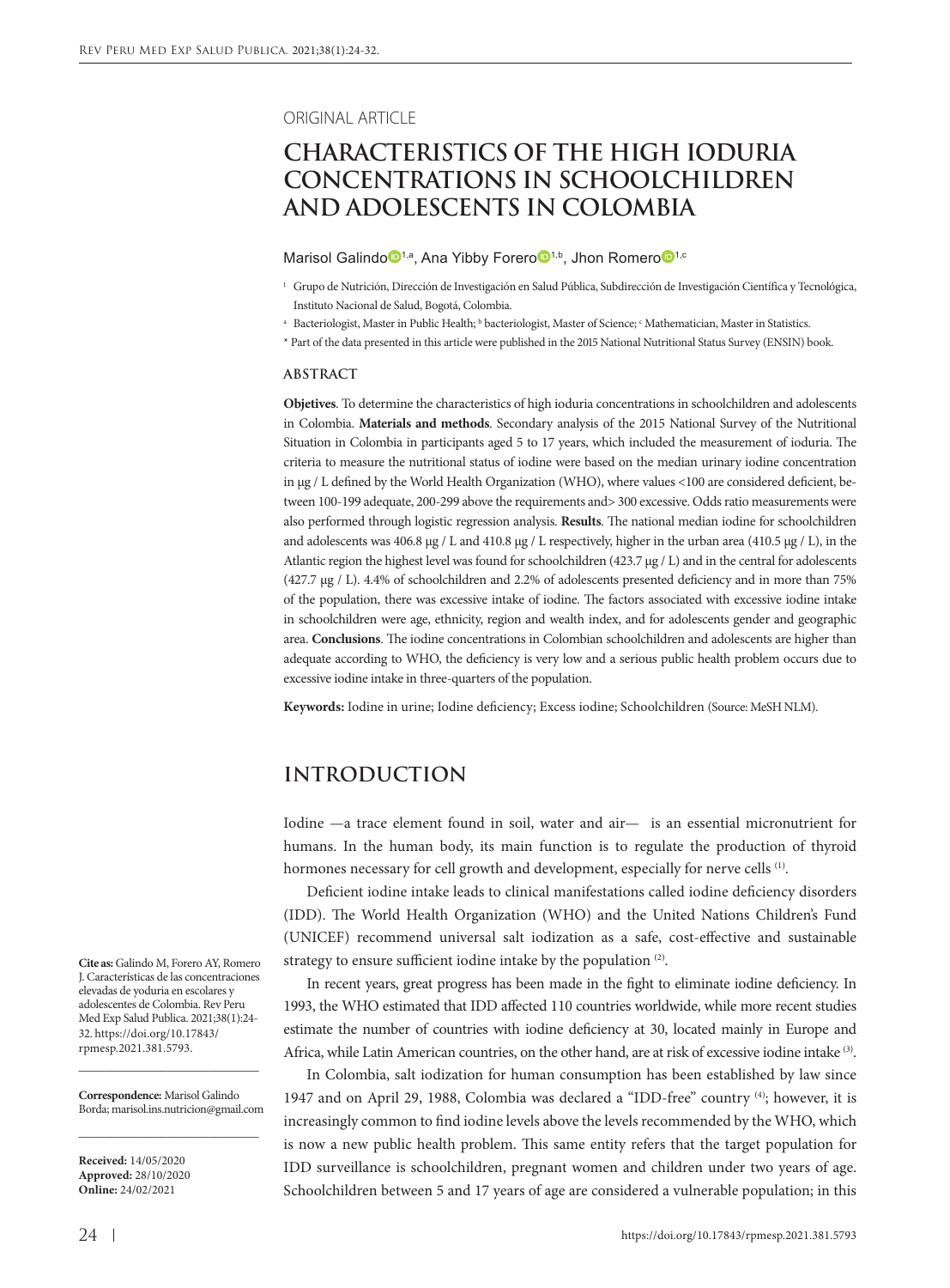ORIGINAL ARTICLE

# CHARACTERISTICS OF THE HIGH IODURIA CONCENTRATIONS IN SCHOOLCHILDREN AND ADOLESCENTS IN COLOMBIA

Marisol Galindo[1,a], Ana Yibby Forero[1,b], Jhon Romero[1,c]

[1] Grupo de Nutrición, Dirección de Investigación en Salud Pública, Subdirección de Investigación Científica y Tecnológica, Instituto Nacional de Salud, Bogotá, Colombia.

[a] Bacteriologist, Master in Public Health; [b] bacteriologist, Master of Science; [c] Mathematician, Master in Statistics.

\* Part of the data presented in this article were published in the 2015 National Nutritional Status Survey (ENSIN) book.

## ABSTRACT

**Objetives**. To determine the characteristics of high ioduria concentrations in schoolchildren and adolescents in Colombia. **Materials and methods**. Secondary analysis of the 2015 National Survey of the Nutritional Situation in Colombia in participants aged 5 to 17 years, which included the measurement of ioduria. The criteria to measure the nutritional status of iodine were based on the median urinary iodine concentration in μg / L defined by the World Health Organization (WHO), where values <100 are considered deficient, between 100-199 adequate, 200-299 above the requirements and> 300 excessive. Odds ratio measurements were also performed through logistic regression analysis. **Results**. The national median iodine for schoolchildren and adolescents was 406.8 μg / L and 410.8 μg / L respectively, higher in the urban area (410.5 μg / L), in the Atlantic region the highest level was found for schoolchildren (423.7 μg / L) and in the central for adolescents (427.7 μg / L). 4.4% of schoolchildren and 2.2% of adolescents presented deficiency and in more than 75% of the population, there was excessive intake of iodine. The factors associated with excessive iodine intake in schoolchildren were age, ethnicity, region and wealth index, and for adolescents gender and geographic area. **Conclusions**. The iodine concentrations in Colombian schoolchildren and adolescents are higher than adequate according to WHO, the deficiency is very low and a serious public health problem occurs due to excessive iodine intake in three-quarters of the population.

**Keywords:** Iodine in urine; Iodine deficiency; Excess iodine; Schoolchildren (Source: MeSH NLM).

## INTRODUCTION

Iodine —a trace element found in soil, water and air— is an essential micronutrient for humans. In the human body, its main function is to regulate the production of thyroid hormones necessary for cell growth and development, especially for nerve cells [1].

Deficient iodine intake leads to clinical manifestations called iodine deficiency disorders (IDD). The World Health Organization (WHO) and the United Nations Children's Fund (UNICEF) recommend universal salt iodization as a safe, cost-effective and sustainable strategy to ensure sufficient iodine intake by the population [2].

In recent years, great progress has been made in the fight to eliminate iodine deficiency. In 1993, the WHO estimated that IDD affected 110 countries worldwide, while more recent studies estimate the number of countries with iodine deficiency at 30, located mainly in Europe and Africa, while Latin American countries, on the other hand, are at risk of excessive iodine intake [3].

In Colombia, salt iodization for human consumption has been established by law since 1947 and on April 29, 1988, Colombia was declared a "IDD-free" country [4]; however, it is increasingly common to find iodine levels above the levels recommended by the WHO, which is now a new public health problem. This same entity refers that the target population for IDD surveillance is schoolchildren, pregnant women and children under two years of age. Schoolchildren between 5 and 17 years of age are considered a vulnerable population; in this

**Cite as:** Galindo M, Forero AY, Romero J. Características de las concentraciones elevadas de yoduria en escolares y adolescentes de Colombia. Rev Peru Med Exp Salud Publica. 2021;38(1):24-32. https://doi.org/10.17843/rpmesp.2021.381.5793.

**Correspondence:** Marisol Galindo Borda; marisol.ins.nutricion@gmail.com

**Received:** 14/05/2020
**Approved:** 28/10/2020
**Online:** 24/02/2021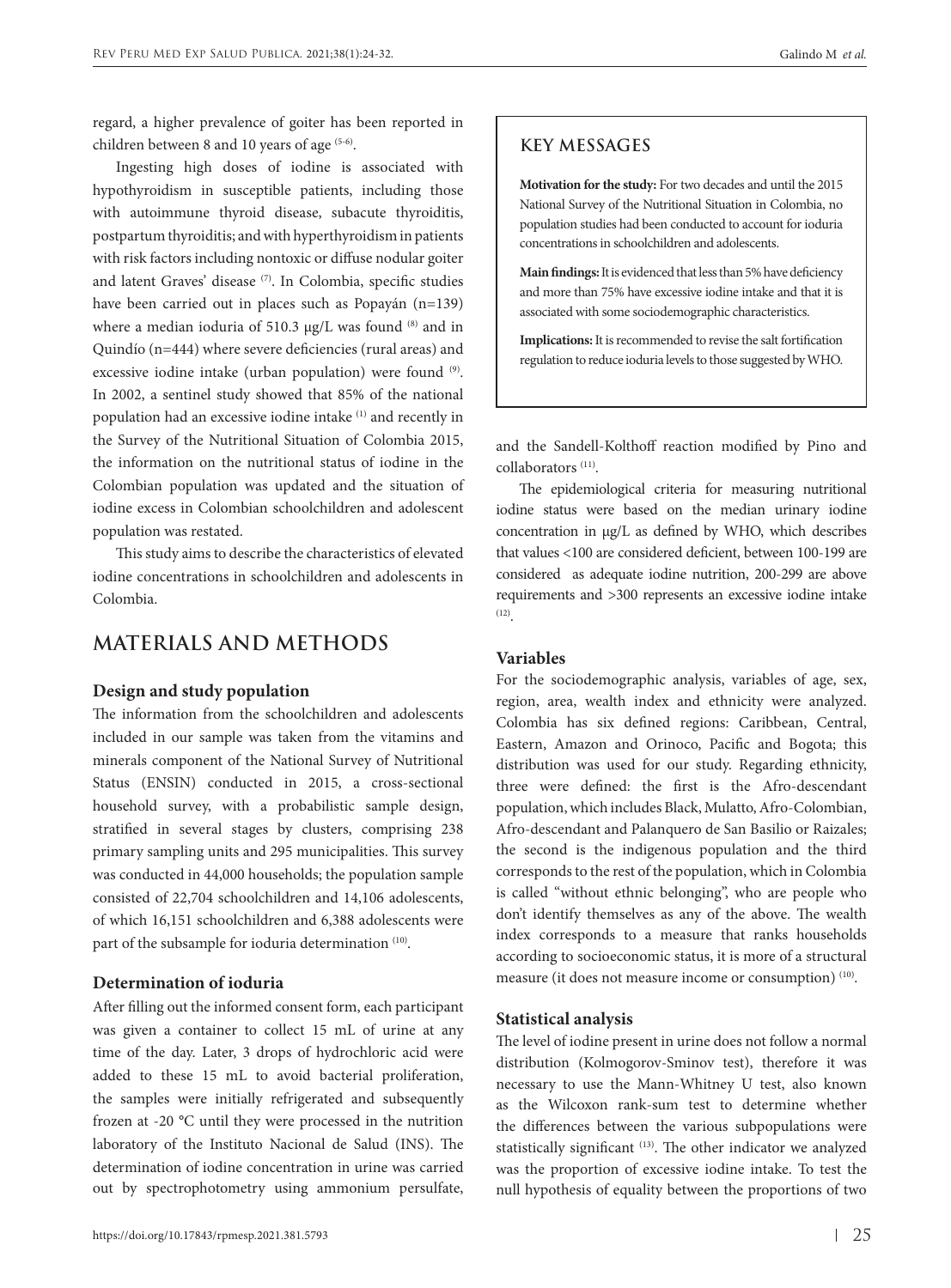regard, a higher prevalence of goiter has been reported in children between 8 and 10 years of age [5-6].

Ingesting high doses of iodine is associated with hypothyroidism in susceptible patients, including those with autoimmune thyroid disease, subacute thyroiditis, postpartum thyroiditis; and with hyperthyroidism in patients with risk factors including nontoxic or diffuse nodular goiter and latent Graves' disease [7]. In Colombia, specific studies have been carried out in places such as Popayán (n=139) where a median ioduria of 510.3 µg/L was found [8] and in Quindío (n=444) where severe deficiencies (rural areas) and excessive iodine intake (urban population) were found [9]. In 2002, a sentinel study showed that 85% of the national population had an excessive iodine intake [1] and recently in the Survey of the Nutritional Situation of Colombia 2015, the information on the nutritional status of iodine in the Colombian population was updated and the situation of iodine excess in Colombian schoolchildren and adolescent population was restated.

This study aims to describe the characteristics of elevated iodine concentrations in schoolchildren and adolescents in Colombia.

> ### KEY MESSAGES
>
> **Motivation for the study:** For two decades and until the 2015 National Survey of the Nutritional Situation in Colombia, no population studies had been conducted to account for ioduria concentrations in schoolchildren and adolescents.
>
> **Main findings:** It is evidenced that less than 5% have deficiency and more than 75% have excessive iodine intake and that it is associated with some sociodemographic characteristics.
>
> **Implications:** It is recommended to revise the salt fortification regulation to reduce ioduria levels to those suggested by WHO.

## MATERIALS AND METHODS

### Design and study population

The information from the schoolchildren and adolescents included in our sample was taken from the vitamins and minerals component of the National Survey of Nutritional Status (ENSIN) conducted in 2015, a cross-sectional household survey, with a probabilistic sample design, stratified in several stages by clusters, comprising 238 primary sampling units and 295 municipalities. This survey was conducted in 44,000 households; the population sample consisted of 22,704 schoolchildren and 14,106 adolescents, of which 16,151 schoolchildren and 6,388 adolescents were part of the subsample for ioduria determination [10].

### Determination of ioduria

After filling out the informed consent form, each participant was given a container to collect 15 mL of urine at any time of the day. Later, 3 drops of hydrochloric acid were added to these 15 mL to avoid bacterial proliferation, the samples were initially refrigerated and subsequently frozen at -20 °C until they were processed in the nutrition laboratory of the Instituto Nacional de Salud (INS). The determination of iodine concentration in urine was carried out by spectrophotometry using ammonium persulfate, and the Sandell-Kolthoff reaction modified by Pino and collaborators [11].

The epidemiological criteria for measuring nutritional iodine status were based on the median urinary iodine concentration in µg/L as defined by WHO, which describes that values <100 are considered deficient, between 100-199 are considered as adequate iodine nutrition, 200-299 are above requirements and >300 represents an excessive iodine intake [12].

### Variables

For the sociodemographic analysis, variables of age, sex, region, area, wealth index and ethnicity were analyzed. Colombia has six defined regions: Caribbean, Central, Eastern, Amazon and Orinoco, Pacific and Bogota; this distribution was used for our study. Regarding ethnicity, three were defined: the first is the Afro-descendant population, which includes Black, Mulatto, Afro-Colombian, Afro-descendant and Palanquero de San Basilio or Raizales; the second is the indigenous population and the third corresponds to the rest of the population, which in Colombia is called "without ethnic belonging", who are people who don't identify themselves as any of the above. The wealth index corresponds to a measure that ranks households according to socioeconomic status, it is more of a structural measure (it does not measure income or consumption) [10].

### Statistical analysis

The level of iodine present in urine does not follow a normal distribution (Kolmogorov-Sminov test), therefore it was necessary to use the Mann-Whitney U test, also known as the Wilcoxon rank-sum test to determine whether the differences between the various subpopulations were statistically significant [13]. The other indicator we analyzed was the proportion of excessive iodine intake. To test the null hypothesis of equality between the proportions of two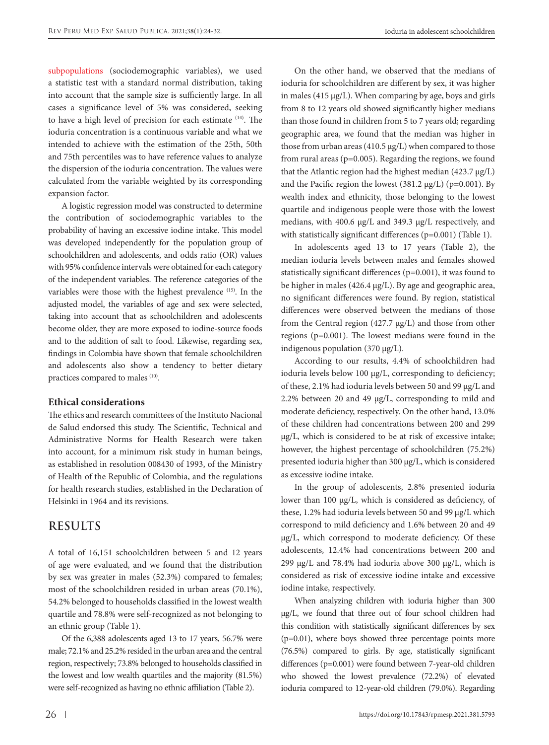subpopulations (sociodemographic variables), we used a statistic test with a standard normal distribution, taking into account that the sample size is sufficiently large. In all cases a significance level of 5% was considered, seeking to have a high level of precision for each estimate [14]. The ioduria concentration is a continuous variable and what we intended to achieve with the estimation of the 25th, 50th and 75th percentiles was to have reference values to analyze the dispersion of the ioduria concentration. The values were calculated from the variable weighted by its corresponding expansion factor.

A logistic regression model was constructed to determine the contribution of sociodemographic variables to the probability of having an excessive iodine intake. This model was developed independently for the population group of schoolchildren and adolescents, and odds ratio (OR) values with 95% confidence intervals were obtained for each category of the independent variables. The reference categories of the variables were those with the highest prevalence [15]. In the adjusted model, the variables of age and sex were selected, taking into account that as schoolchildren and adolescents become older, they are more exposed to iodine-source foods and to the addition of salt to food. Likewise, regarding sex, findings in Colombia have shown that female schoolchildren and adolescents also show a tendency to better dietary practices compared to males [10].

### Ethical considerations

The ethics and research committees of the Instituto Nacional de Salud endorsed this study. The Scientific, Technical and Administrative Norms for Health Research were taken into account, for a minimum risk study in human beings, as established in resolution 008430 of 1993, of the Ministry of Health of the Republic of Colombia, and the regulations for health research studies, established in the Declaration of Helsinki in 1964 and its revisions.

## RESULTS

A total of 16,151 schoolchildren between 5 and 12 years of age were evaluated, and we found that the distribution by sex was greater in males (52.3%) compared to females; most of the schoolchildren resided in urban areas (70.1%), 54.2% belonged to households classified in the lowest wealth quartile and 78.8% were self-recognized as not belonging to an ethnic group (Table 1).

Of the 6,388 adolescents aged 13 to 17 years, 56.7% were male; 72.1% and 25.2% resided in the urban area and the central region, respectively; 73.8% belonged to households classified in the lowest and low wealth quartiles and the majority (81.5%) were self-recognized as having no ethnic affiliation (Table 2).

On the other hand, we observed that the medians of ioduria for schoolchildren are different by sex, it was higher in males (415 µg/L). When comparing by age, boys and girls from 8 to 12 years old showed significantly higher medians than those found in children from 5 to 7 years old; regarding geographic area, we found that the median was higher in those from urban areas (410.5 µg/L) when compared to those from rural areas (p=0.005). Regarding the regions, we found that the Atlantic region had the highest median (423.7 µg/L) and the Pacific region the lowest (381.2 µg/L) (p=0.001). By wealth index and ethnicity, those belonging to the lowest quartile and indigenous people were those with the lowest medians, with 400.6 µg/L and 349.3 µg/L respectively, and with statistically significant differences (p=0.001) (Table 1).

In adolescents aged 13 to 17 years (Table 2), the median ioduria levels between males and females showed statistically significant differences (p=0.001), it was found to be higher in males (426.4 µg/L). By age and geographic area, no significant differences were found. By region, statistical differences were observed between the medians of those from the Central region (427.7 µg/L) and those from other regions (p=0.001). The lowest medians were found in the indigenous population (370 µg/L).

According to our results, 4.4% of schoolchildren had ioduria levels below 100 µg/L, corresponding to deficiency; of these, 2.1% had ioduria levels between 50 and 99 µg/L and 2.2% between 20 and 49 µg/L, corresponding to mild and moderate deficiency, respectively. On the other hand, 13.0% of these children had concentrations between 200 and 299 µg/L, which is considered to be at risk of excessive intake; however, the highest percentage of schoolchildren (75.2%) presented ioduria higher than 300 µg/L, which is considered as excessive iodine intake.

In the group of adolescents, 2.8% presented ioduria lower than 100 µg/L, which is considered as deficiency, of these, 1.2% had ioduria levels between 50 and 99 µg/L which correspond to mild deficiency and 1.6% between 20 and 49 µg/L, which correspond to moderate deficiency. Of these adolescents, 12.4% had concentrations between 200 and 299 µg/L and 78.4% had ioduria above 300 µg/L, which is considered as risk of excessive iodine intake and excessive iodine intake, respectively.

When analyzing children with ioduria higher than 300 µg/L, we found that three out of four school children had this condition with statistically significant differences by sex (p=0.01), where boys showed three percentage points more (76.5%) compared to girls. By age, statistically significant differences (p=0.001) were found between 7-year-old children who showed the lowest prevalence (72.2%) of elevated ioduria compared to 12-year-old children (79.0%). Regarding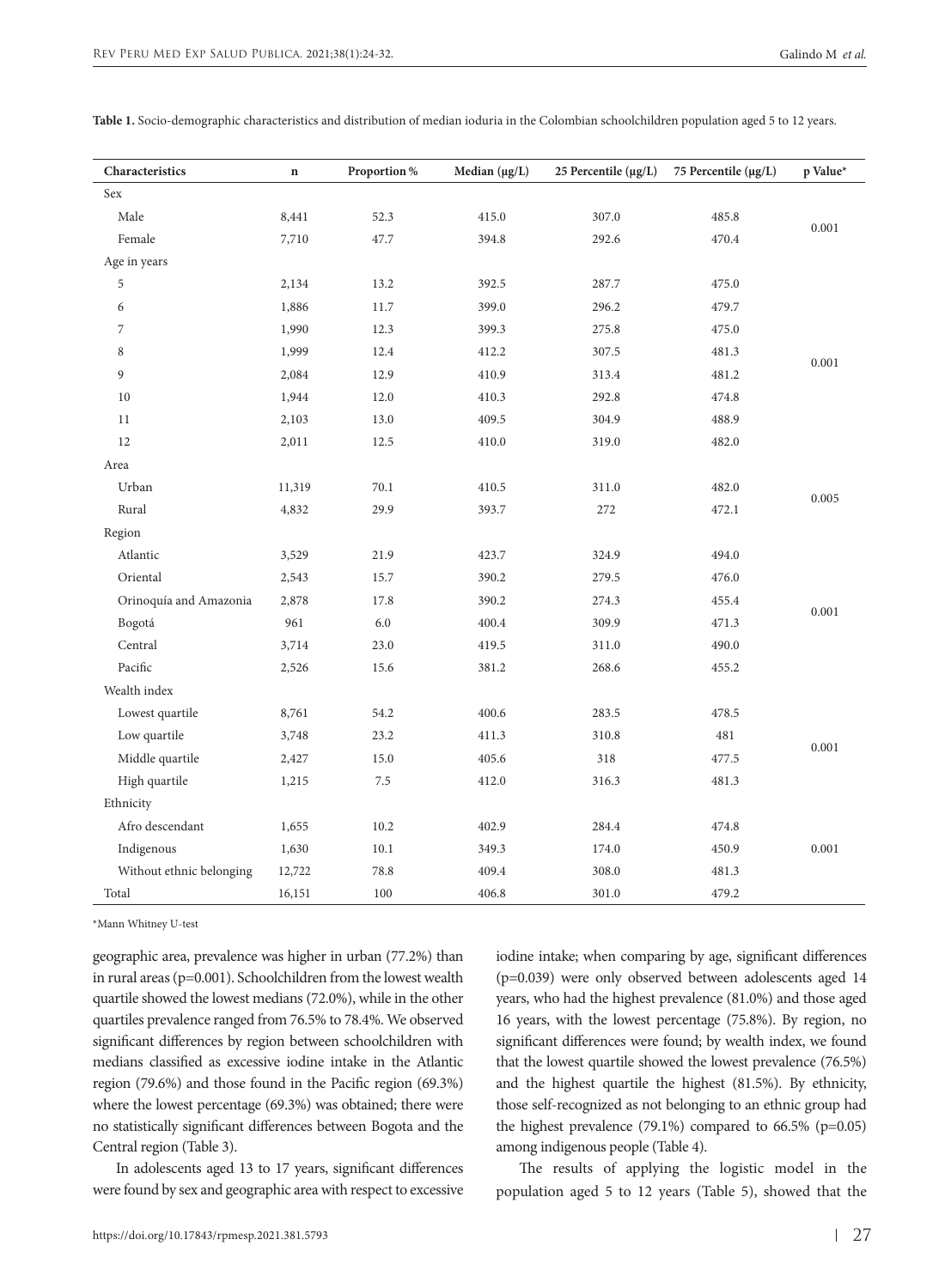**Table 1.** Socio-demographic characteristics and distribution of median ioduria in the Colombian schoolchildren population aged 5 to 12 years.

| Characteristics | n | Proportion % | Median (μg/L) | 25 Percentile (μg/L) | 75 Percentile (μg/L) | p Value* |
|---|---|---|---|---|---|---|
| Sex | | | | | | |
| Male | 8,441 | 52.3 | 415.0 | 307.0 | 485.8 | 0.001 |
| Female | 7,710 | 47.7 | 394.8 | 292.6 | 470.4 | |
| Age in years | | | | | | |
| 5 | 2,134 | 13.2 | 392.5 | 287.7 | 475.0 | 0.001 |
| 6 | 1,886 | 11.7 | 399.0 | 296.2 | 479.7 | |
| 7 | 1,990 | 12.3 | 399.3 | 275.8 | 475.0 | |
| 8 | 1,999 | 12.4 | 412.2 | 307.5 | 481.3 | |
| 9 | 2,084 | 12.9 | 410.9 | 313.4 | 481.2 | |
| 10 | 1,944 | 12.0 | 410.3 | 292.8 | 474.8 | |
| 11 | 2,103 | 13.0 | 409.5 | 304.9 | 488.9 | |
| 12 | 2,011 | 12.5 | 410.0 | 319.0 | 482.0 | |
| Area | | | | | | |
| Urban | 11,319 | 70.1 | 410.5 | 311.0 | 482.0 | 0.005 |
| Rural | 4,832 | 29.9 | 393.7 | 272 | 472.1 | |
| Region | | | | | | |
| Atlantic | 3,529 | 21.9 | 423.7 | 324.9 | 494.0 | 0.001 |
| Oriental | 2,543 | 15.7 | 390.2 | 279.5 | 476.0 | |
| Orinoquía and Amazonia | 2,878 | 17.8 | 390.2 | 274.3 | 455.4 | |
| Bogotá | 961 | 6.0 | 400.4 | 309.9 | 471.3 | |
| Central | 3,714 | 23.0 | 419.5 | 311.0 | 490.0 | |
| Pacific | 2,526 | 15.6 | 381.2 | 268.6 | 455.2 | |
| Wealth index | | | | | | |
| Lowest quartile | 8,761 | 54.2 | 400.6 | 283.5 | 478.5 | 0.001 |
| Low quartile | 3,748 | 23.2 | 411.3 | 310.8 | 481 | |
| Middle quartile | 2,427 | 15.0 | 405.6 | 318 | 477.5 | |
| High quartile | 1,215 | 7.5 | 412.0 | 316.3 | 481.3 | |
| Ethnicity | | | | | | |
| Afro descendant | 1,655 | 10.2 | 402.9 | 284.4 | 474.8 | 0.001 |
| Indigenous | 1,630 | 10.1 | 349.3 | 174.0 | 450.9 | |
| Without ethnic belonging | 12,722 | 78.8 | 409.4 | 308.0 | 481.3 | |
| Total | 16,151 | 100 | 406.8 | 301.0 | 479.2 | |

*Mann Whitney U-test

geographic area, prevalence was higher in urban (77.2%) than in rural areas (p=0.001). Schoolchildren from the lowest wealth quartile showed the lowest medians (72.0%), while in the other quartiles prevalence ranged from 76.5% to 78.4%. We observed significant differences by region between schoolchildren with medians classified as excessive iodine intake in the Atlantic region (79.6%) and those found in the Pacific region (69.3%) where the lowest percentage (69.3%) was obtained; there were no statistically significant differences between Bogota and the Central region (Table 3).

In adolescents aged 13 to 17 years, significant differences were found by sex and geographic area with respect to excessive iodine intake; when comparing by age, significant differences (p=0.039) were only observed between adolescents aged 14 years, who had the highest prevalence (81.0%) and those aged 16 years, with the lowest percentage (75.8%). By region, no significant differences were found; by wealth index, we found that the lowest quartile showed the lowest prevalence (76.5%) and the highest quartile the highest (81.5%). By ethnicity, those self-recognized as not belonging to an ethnic group had the highest prevalence (79.1%) compared to 66.5% (p=0.05) among indigenous people (Table 4).

The results of applying the logistic model in the population aged 5 to 12 years (Table 5), showed that the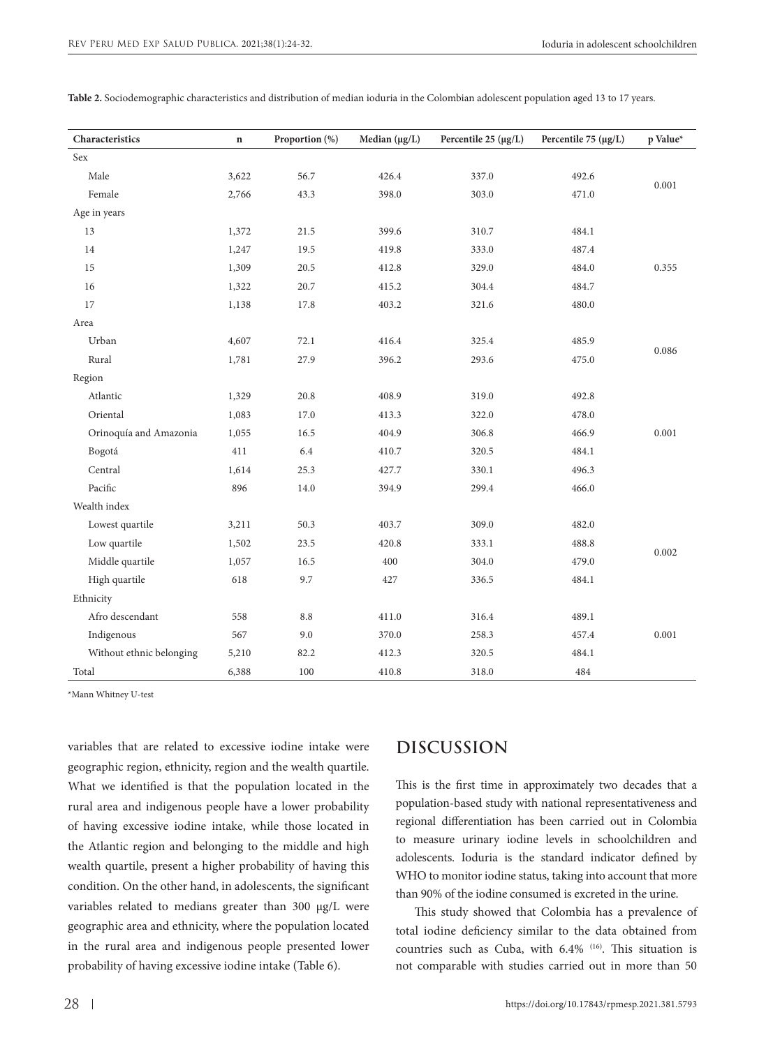**Table 2.** Sociodemographic characteristics and distribution of median ioduria in the Colombian adolescent population aged 13 to 17 years.

| Characteristics | n | Proportion (%) | Median (μg/L) | Percentile 25 (μg/L) | Percentile 75 (μg/L) | p Value* |
|---|---|---|---|---|---|---|
| Sex | | | | | | |
| Male | 3,622 | 56.7 | 426.4 | 337.0 | 492.6 | 0.001 |
| Female | 2,766 | 43.3 | 398.0 | 303.0 | 471.0 | |
| Age in years | | | | | | |
| 13 | 1,372 | 21.5 | 399.6 | 310.7 | 484.1 | |
| 14 | 1,247 | 19.5 | 419.8 | 333.0 | 487.4 | |
| 15 | 1,309 | 20.5 | 412.8 | 329.0 | 484.0 | 0.355 |
| 16 | 1,322 | 20.7 | 415.2 | 304.4 | 484.7 | |
| 17 | 1,138 | 17.8 | 403.2 | 321.6 | 480.0 | |
| Area | | | | | | |
| Urban | 4,607 | 72.1 | 416.4 | 325.4 | 485.9 | 0.086 |
| Rural | 1,781 | 27.9 | 396.2 | 293.6 | 475.0 | |
| Region | | | | | | |
| Atlantic | 1,329 | 20.8 | 408.9 | 319.0 | 492.8 | |
| Oriental | 1,083 | 17.0 | 413.3 | 322.0 | 478.0 | |
| Orinoquía and Amazonia | 1,055 | 16.5 | 404.9 | 306.8 | 466.9 | 0.001 |
| Bogotá | 411 | 6.4 | 410.7 | 320.5 | 484.1 | |
| Central | 1,614 | 25.3 | 427.7 | 330.1 | 496.3 | |
| Pacific | 896 | 14.0 | 394.9 | 299.4 | 466.0 | |
| Wealth index | | | | | | |
| Lowest quartile | 3,211 | 50.3 | 403.7 | 309.0 | 482.0 | |
| Low quartile | 1,502 | 23.5 | 420.8 | 333.1 | 488.8 | 0.002 |
| Middle quartile | 1,057 | 16.5 | 400 | 304.0 | 479.0 | |
| High quartile | 618 | 9.7 | 427 | 336.5 | 484.1 | |
| Ethnicity | | | | | | |
| Afro descendant | 558 | 8.8 | 411.0 | 316.4 | 489.1 | |
| Indigenous | 567 | 9.0 | 370.0 | 258.3 | 457.4 | 0.001 |
| Without ethnic belonging | 5,210 | 82.2 | 412.3 | 320.5 | 484.1 | |
| Total | 6,388 | 100 | 410.8 | 318.0 | 484 | |

*Mann Whitney U-test

variables that are related to excessive iodine intake were geographic region, ethnicity, region and the wealth quartile. What we identified is that the population located in the rural area and indigenous people have a lower probability of having excessive iodine intake, while those located in the Atlantic region and belonging to the middle and high wealth quartile, present a higher probability of having this condition. On the other hand, in adolescents, the significant variables related to medians greater than 300 μg/L were geographic area and ethnicity, where the population located in the rural area and indigenous people presented lower probability of having excessive iodine intake (Table 6).

## DISCUSSION

This is the first time in approximately two decades that a population-based study with national representativeness and regional differentiation has been carried out in Colombia to measure urinary iodine levels in schoolchildren and adolescents. Ioduria is the standard indicator defined by WHO to monitor iodine status, taking into account that more than 90% of the iodine consumed is excreted in the urine.

This study showed that Colombia has a prevalence of total iodine deficiency similar to the data obtained from countries such as Cuba, with 6.4% [16]. This situation is not comparable with studies carried out in more than 50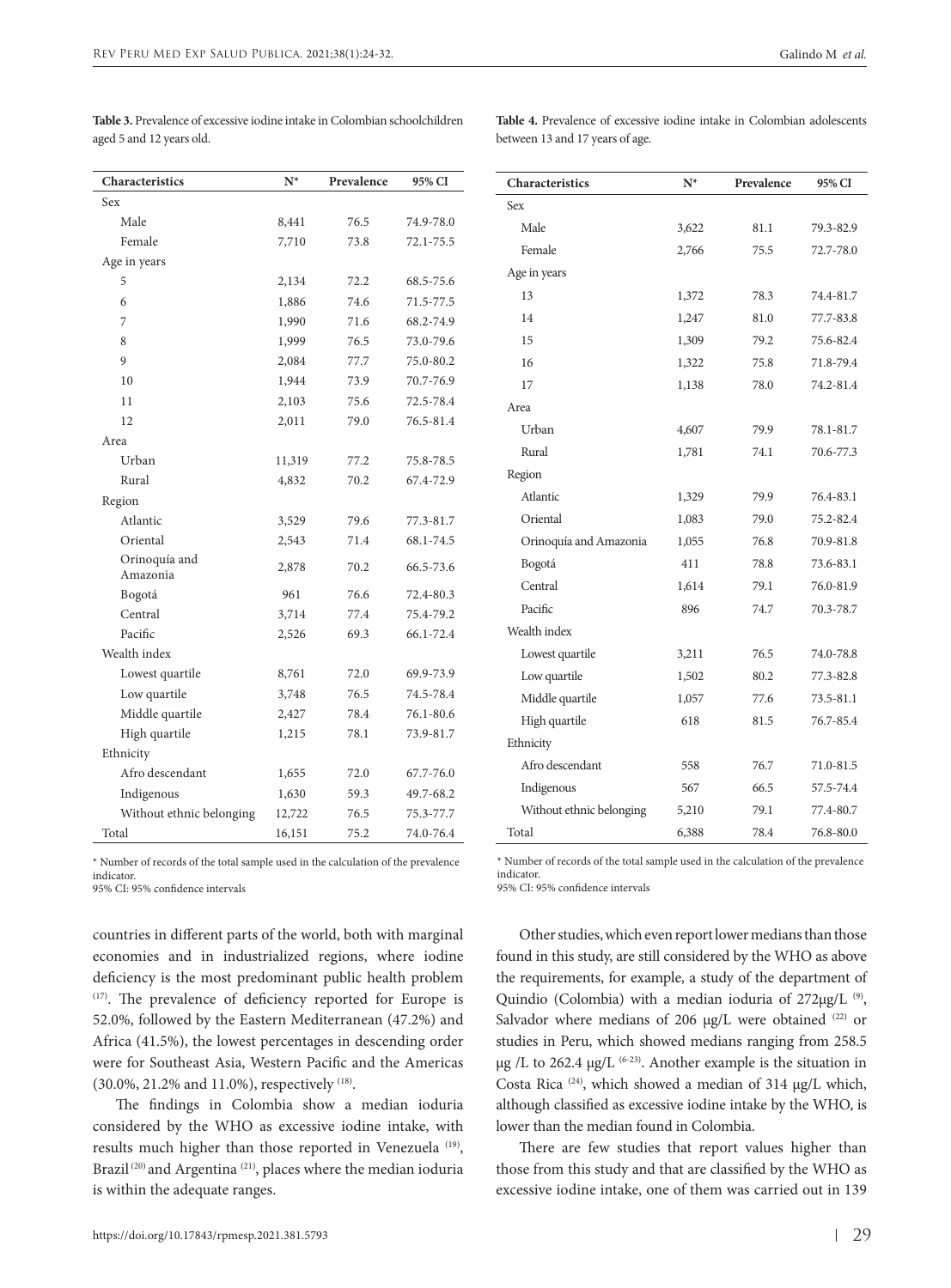**Table 3.** Prevalence of excessive iodine intake in Colombian schoolchildren aged 5 and 12 years old.

| Characteristics | N* | Prevalence | 95% CI |
|---|---|---|---|
| Sex | | | |
| Male | 8,441 | 76.5 | 74.9-78.0 |
| Female | 7,710 | 73.8 | 72.1-75.5 |
| Age in years | | | |
| 5 | 2,134 | 72.2 | 68.5-75.6 |
| 6 | 1,886 | 74.6 | 71.5-77.5 |
| 7 | 1,990 | 71.6 | 68.2-74.9 |
| 8 | 1,999 | 76.5 | 73.0-79.6 |
| 9 | 2,084 | 77.7 | 75.0-80.2 |
| 10 | 1,944 | 73.9 | 70.7-76.9 |
| 11 | 2,103 | 75.6 | 72.5-78.4 |
| 12 | 2,011 | 79.0 | 76.5-81.4 |
| Area | | | |
| Urban | 11,319 | 77.2 | 75.8-78.5 |
| Rural | 4,832 | 70.2 | 67.4-72.9 |
| Region | | | |
| Atlantic | 3,529 | 79.6 | 77.3-81.7 |
| Oriental | 2,543 | 71.4 | 68.1-74.5 |
| Orinoquía and Amazonia | 2,878 | 70.2 | 66.5-73.6 |
| Bogotá | 961 | 76.6 | 72.4-80.3 |
| Central | 3,714 | 77.4 | 75.4-79.2 |
| Pacific | 2,526 | 69.3 | 66.1-72.4 |
| Wealth index | | | |
| Lowest quartile | 8,761 | 72.0 | 69.9-73.9 |
| Low quartile | 3,748 | 76.5 | 74.5-78.4 |
| Middle quartile | 2,427 | 78.4 | 76.1-80.6 |
| High quartile | 1,215 | 78.1 | 73.9-81.7 |
| Ethnicity | | | |
| Afro descendant | 1,655 | 72.0 | 67.7-76.0 |
| Indigenous | 1,630 | 59.3 | 49.7-68.2 |
| Without ethnic belonging | 12,722 | 76.5 | 75.3-77.7 |
| Total | 16,151 | 75.2 | 74.0-76.4 |

\* Number of records of the total sample used in the calculation of the prevalence indicator.
95% CI: 95% confidence intervals

**Table 4.** Prevalence of excessive iodine intake in Colombian adolescents between 13 and 17 years of age.

| Characteristics | N* | Prevalence | 95% CI |
|---|---|---|---|
| Sex | | | |
| Male | 3,622 | 81.1 | 79.3-82.9 |
| Female | 2,766 | 75.5 | 72.7-78.0 |
| Age in years | | | |
| 13 | 1,372 | 78.3 | 74.4-81.7 |
| 14 | 1,247 | 81.0 | 77.7-83.8 |
| 15 | 1,309 | 79.2 | 75.6-82.4 |
| 16 | 1,322 | 75.8 | 71.8-79.4 |
| 17 | 1,138 | 78.0 | 74.2-81.4 |
| Area | | | |
| Urban | 4,607 | 79.9 | 78.1-81.7 |
| Rural | 1,781 | 74.1 | 70.6-77.3 |
| Region | | | |
| Atlantic | 1,329 | 79.9 | 76.4-83.1 |
| Oriental | 1,083 | 79.0 | 75.2-82.4 |
| Orinoquía and Amazonia | 1,055 | 76.8 | 70.9-81.8 |
| Bogotá | 411 | 78.8 | 73.6-83.1 |
| Central | 1,614 | 79.1 | 76.0-81.9 |
| Pacific | 896 | 74.7 | 70.3-78.7 |
| Wealth index | | | |
| Lowest quartile | 3,211 | 76.5 | 74.0-78.8 |
| Low quartile | 1,502 | 80.2 | 77.3-82.8 |
| Middle quartile | 1,057 | 77.6 | 73.5-81.1 |
| High quartile | 618 | 81.5 | 76.7-85.4 |
| Ethnicity | | | |
| Afro descendant | 558 | 76.7 | 71.0-81.5 |
| Indigenous | 567 | 66.5 | 57.5-74.4 |
| Without ethnic belonging | 5,210 | 79.1 | 77.4-80.7 |
| Total | 6,388 | 78.4 | 76.8-80.0 |

\* Number of records of the total sample used in the calculation of the prevalence indicator.
95% CI: 95% confidence intervals

countries in different parts of the world, both with marginal economies and in industrialized regions, where iodine deficiency is the most predominant public health problem [17]. The prevalence of deficiency reported for Europe is 52.0%, followed by the Eastern Mediterranean (47.2%) and Africa (41.5%), the lowest percentages in descending order were for Southeast Asia, Western Pacific and the Americas (30.0%, 21.2% and 11.0%), respectively [18].

The findings in Colombia show a median ioduria considered by the WHO as excessive iodine intake, with results much higher than those reported in Venezuela [19], Brazil [20] and Argentina [21], places where the median ioduria is within the adequate ranges.

Other studies, which even report lower medians than those found in this study, are still considered by the WHO as above the requirements, for example, a study of the department of Quindio (Colombia) with a median ioduria of 272µg/L [9], Salvador where medians of 206 µg/L were obtained [22] or studies in Peru, which showed medians ranging from 258.5 µg /L to 262.4 µg/L [6-23]. Another example is the situation in Costa Rica [24], which showed a median of 314 µg/L which, although classified as excessive iodine intake by the WHO, is lower than the median found in Colombia.

There are few studies that report values higher than those from this study and that are classified by the WHO as excessive iodine intake, one of them was carried out in 139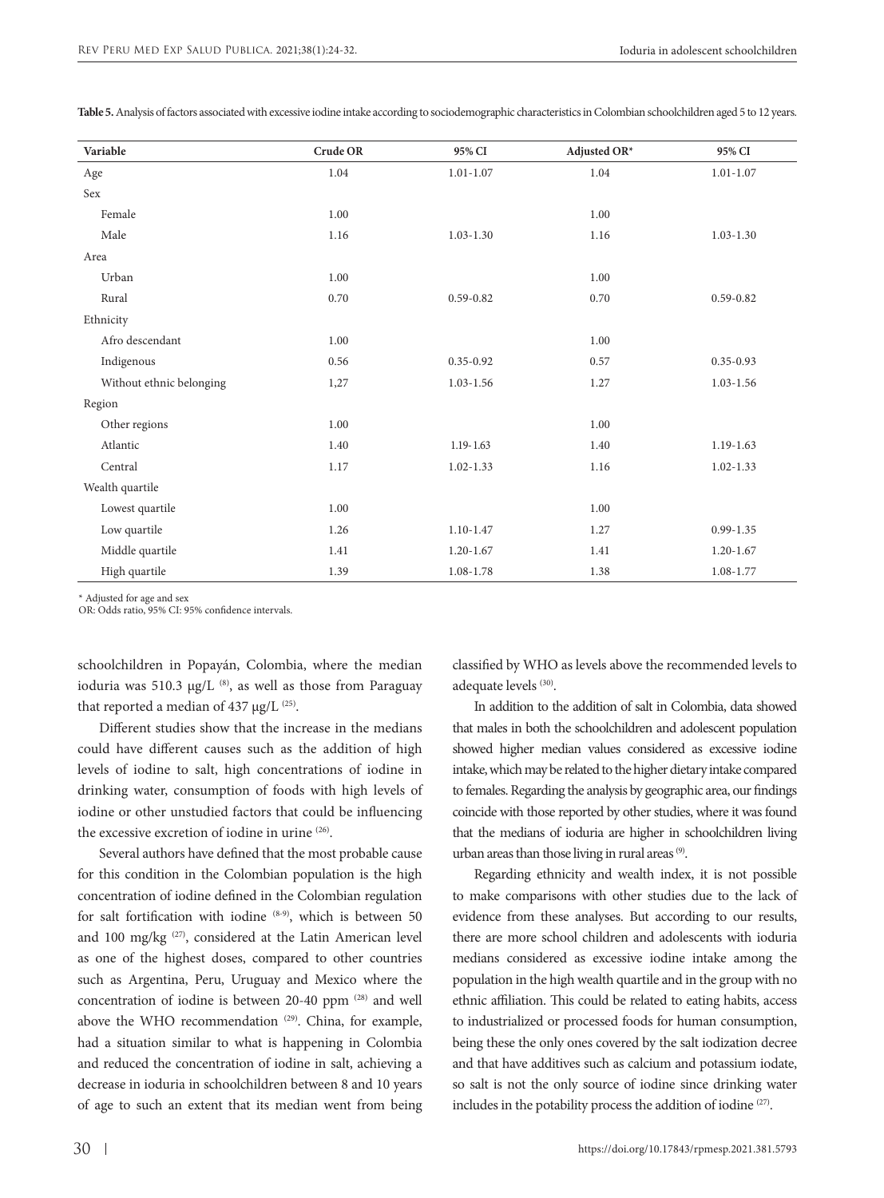**Table 5.** Analysis of factors associated with excessive iodine intake according to sociodemographic characteristics in Colombian schoolchildren aged 5 to 12 years.

| Variable | Crude OR | 95% CI | Adjusted OR* | 95% CI |
|---|---|---|---|---|
| Age | 1.04 | 1.01-1.07 | 1.04 | 1.01-1.07 |
| Sex | | | | |
| Female | 1.00 | | 1.00 | |
| Male | 1.16 | 1.03-1.30 | 1.16 | 1.03-1.30 |
| Area | | | | |
| Urban | 1.00 | | 1.00 | |
| Rural | 0.70 | 0.59-0.82 | 0.70 | 0.59-0.82 |
| Ethnicity | | | | |
| Afro descendant | 1.00 | | 1.00 | |
| Indigenous | 0.56 | 0.35-0.92 | 0.57 | 0.35-0.93 |
| Without ethnic belonging | 1,27 | 1.03-1.56 | 1.27 | 1.03-1.56 |
| Region | | | | |
| Other regions | 1.00 | | 1.00 | |
| Atlantic | 1.40 | 1.19-1.63 | 1.40 | 1.19-1.63 |
| Central | 1.17 | 1.02-1.33 | 1.16 | 1.02-1.33 |
| Wealth quartile | | | | |
| Lowest quartile | 1.00 | | 1.00 | |
| Low quartile | 1.26 | 1.10-1.47 | 1.27 | 0.99-1.35 |
| Middle quartile | 1.41 | 1.20-1.67 | 1.41 | 1.20-1.67 |
| High quartile | 1.39 | 1.08-1.78 | 1.38 | 1.08-1.77 |

\* Adjusted for age and sex
OR: Odds ratio, 95% CI: 95% confidence intervals.

schoolchildren in Popayán, Colombia, where the median ioduria was 510.3 μg/L [8], as well as those from Paraguay that reported a median of 437 μg/L [25].

Different studies show that the increase in the medians could have different causes such as the addition of high levels of iodine to salt, high concentrations of iodine in drinking water, consumption of foods with high levels of iodine or other unstudied factors that could be influencing the excessive excretion of iodine in urine [26].

Several authors have defined that the most probable cause for this condition in the Colombian population is the high concentration of iodine defined in the Colombian regulation for salt fortification with iodine [8-9], which is between 50 and 100 mg/kg [27], considered at the Latin American level as one of the highest doses, compared to other countries such as Argentina, Peru, Uruguay and Mexico where the concentration of iodine is between 20-40 ppm [28] and well above the WHO recommendation [29]. China, for example, had a situation similar to what is happening in Colombia and reduced the concentration of iodine in salt, achieving a decrease in ioduria in schoolchildren between 8 and 10 years of age to such an extent that its median went from being classified by WHO as levels above the recommended levels to adequate levels [30].

In addition to the addition of salt in Colombia, data showed that males in both the schoolchildren and adolescent population showed higher median values considered as excessive iodine intake, which may be related to the higher dietary intake compared to females. Regarding the analysis by geographic area, our findings coincide with those reported by other studies, where it was found that the medians of ioduria are higher in schoolchildren living urban areas than those living in rural areas [9].

Regarding ethnicity and wealth index, it is not possible to make comparisons with other studies due to the lack of evidence from these analyses. But according to our results, there are more school children and adolescents with ioduria medians considered as excessive iodine intake among the population in the high wealth quartile and in the group with no ethnic affiliation. This could be related to eating habits, access to industrialized or processed foods for human consumption, being these the only ones covered by the salt iodization decree and that have additives such as calcium and potassium iodate, so salt is not the only source of iodine since drinking water includes in the potability process the addition of iodine [27].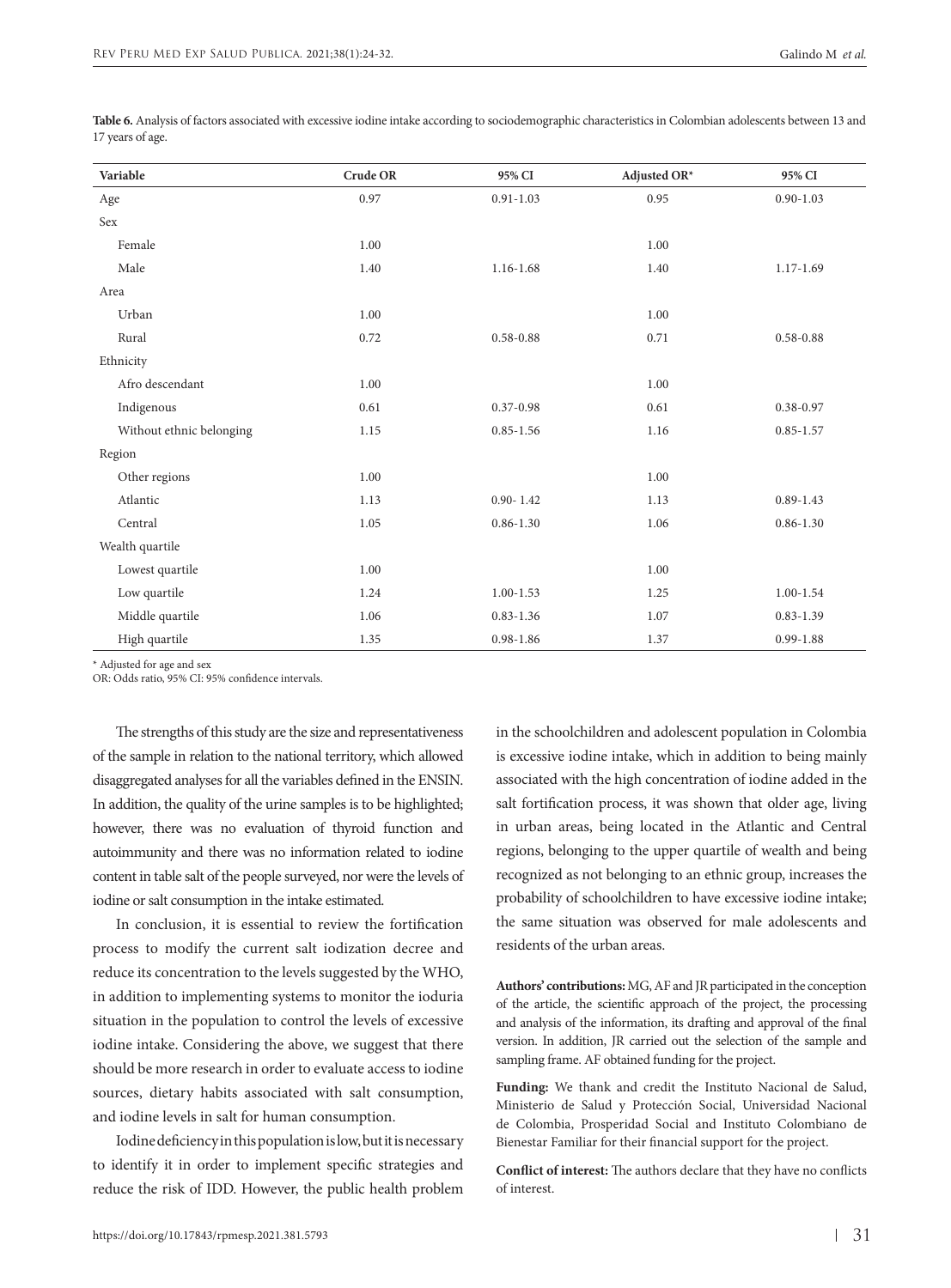**Table 6.** Analysis of factors associated with excessive iodine intake according to sociodemographic characteristics in Colombian adolescents between 13 and 17 years of age.

| Variable | Crude OR | 95% CI | Adjusted OR* | 95% CI |
|---|---|---|---|---|
| Age | 0.97 | 0.91-1.03 | 0.95 | 0.90-1.03 |
| Sex | | | | |
| Female | 1.00 | | 1.00 | |
| Male | 1.40 | 1.16-1.68 | 1.40 | 1.17-1.69 |
| Area | | | | |
| Urban | 1.00 | | 1.00 | |
| Rural | 0.72 | 0.58-0.88 | 0.71 | 0.58-0.88 |
| Ethnicity | | | | |
| Afro descendant | 1.00 | | 1.00 | |
| Indigenous | 0.61 | 0.37-0.98 | 0.61 | 0.38-0.97 |
| Without ethnic belonging | 1.15 | 0.85-1.56 | 1.16 | 0.85-1.57 |
| Region | | | | |
| Other regions | 1.00 | | 1.00 | |
| Atlantic | 1.13 | 0.90- 1.42 | 1.13 | 0.89-1.43 |
| Central | 1.05 | 0.86-1.30 | 1.06 | 0.86-1.30 |
| Wealth quartile | | | | |
| Lowest quartile | 1.00 | | 1.00 | |
| Low quartile | 1.24 | 1.00-1.53 | 1.25 | 1.00-1.54 |
| Middle quartile | 1.06 | 0.83-1.36 | 1.07 | 0.83-1.39 |
| High quartile | 1.35 | 0.98-1.86 | 1.37 | 0.99-1.88 |

* Adjusted for age and sex
OR: Odds ratio, 95% CI: 95% confidence intervals.

The strengths of this study are the size and representativeness of the sample in relation to the national territory, which allowed disaggregated analyses for all the variables defined in the ENSIN. In addition, the quality of the urine samples is to be highlighted; however, there was no evaluation of thyroid function and autoimmunity and there was no information related to iodine content in table salt of the people surveyed, nor were the levels of iodine or salt consumption in the intake estimated.

In conclusion, it is essential to review the fortification process to modify the current salt iodization decree and reduce its concentration to the levels suggested by the WHO, in addition to implementing systems to monitor the ioduria situation in the population to control the levels of excessive iodine intake. Considering the above, we suggest that there should be more research in order to evaluate access to iodine sources, dietary habits associated with salt consumption, and iodine levels in salt for human consumption.

Iodine deficiency in this population is low, but it is necessary to identify it in order to implement specific strategies and reduce the risk of IDD. However, the public health problem in the schoolchildren and adolescent population in Colombia is excessive iodine intake, which in addition to being mainly associated with the high concentration of iodine added in the salt fortification process, it was shown that older age, living in urban areas, being located in the Atlantic and Central regions, belonging to the upper quartile of wealth and being recognized as not belonging to an ethnic group, increases the probability of schoolchildren to have excessive iodine intake; the same situation was observed for male adolescents and residents of the urban areas.

**Authors' contributions:** MG, AF and JR participated in the conception of the article, the scientific approach of the project, the processing and analysis of the information, its drafting and approval of the final version. In addition, JR carried out the selection of the sample and sampling frame. AF obtained funding for the project.

**Funding:** We thank and credit the Instituto Nacional de Salud, Ministerio de Salud y Protección Social, Universidad Nacional de Colombia, Prosperidad Social and Instituto Colombiano de Bienestar Familiar for their financial support for the project.

**Conflict of interest:** The authors declare that they have no conflicts of interest.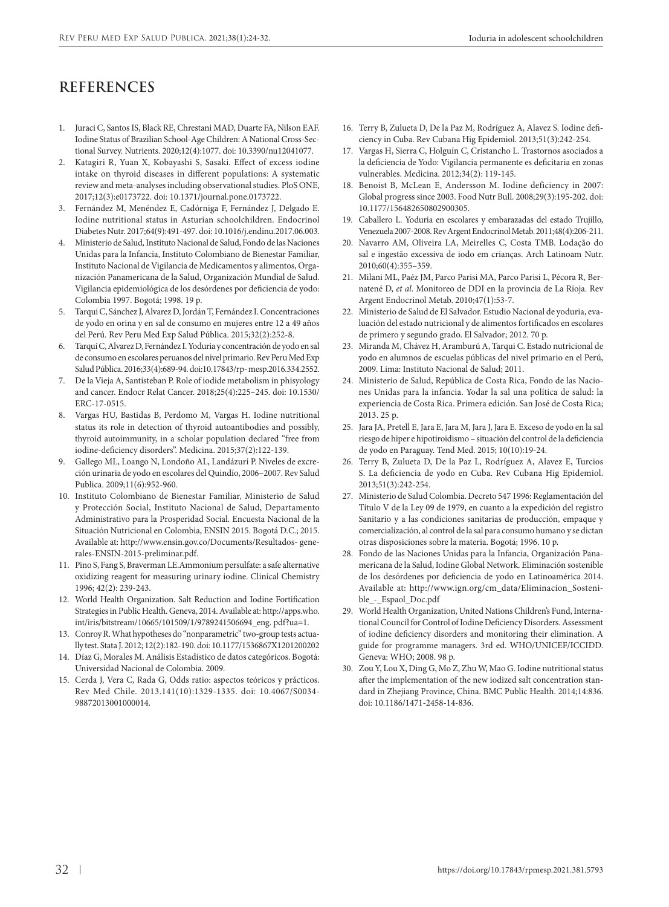## REFERENCES

1. Juraci C, Santos IS, Black RE, Chrestani MAD, Duarte FA, Nilson EAF. Iodine Status of Brazilian School-Age Children: A National Cross-Sectional Survey. Nutrients. 2020;12(4):1077. doi: 10.3390/nu12041077.
2. Katagiri R, Yuan X, Kobayashi S, Sasaki. Effect of excess iodine intake on thyroid diseases in different populations: A systematic review and meta-analyses including observational studies. PloS ONE, 2017;12(3):e0173722. doi: 10.1371/journal.pone.0173722.
3. Fernández M, Menéndez E, Cadórniga F, Fernández J, Delgado E. Iodine nutritional status in Asturian schoolchildren. Endocrinol Diabetes Nutr. 2017;64(9):491-497. doi: 10.1016/j.endinu.2017.06.003.
4. Ministerio de Salud, Instituto Nacional de Salud, Fondo de las Naciones Unidas para la Infancia, Instituto Colombiano de Bienestar Familiar, Instituto Nacional de Vigilancia de Medicamentos y alimentos, Organización Panamericana de la Salud, Organización Mundial de Salud. Vigilancia epidemiológica de los desórdenes por deficiencia de yodo: Colombia 1997. Bogotá; 1998. 19 p.
5. Tarqui C, Sánchez J, Alvarez D, Jordán T, Fernández I. Concentraciones de yodo en orina y en sal de consumo en mujeres entre 12 a 49 años del Perú. Rev Peru Med Exp Salud Pública. 2015;32(2):252-8.
6. Tarqui C, Alvarez D, Fernández I. Yoduria y concentración de yodo en sal de consumo en escolares peruanos del nivel primario. Rev Peru Med Exp Salud Pública. 2016;33(4):689-94. doi:10.17843/rp- mesp.2016.334.2552.
7. De la Vieja A, Santisteban P. Role of iodide metabolism in phisyology and cancer. Endocr Relat Cancer. 2018;25(4):225–245. doi: 10.1530/ERC-17-0515.
8. Vargas HU, Bastidas B, Perdomo M, Vargas H. Iodine nutritional status its role in detection of thyroid autoantibodies and possibly, thyroid autoimmunity, in a scholar population declared "free from iodine-deficiency disorders". Medicina. 2015;37(2):122-139.
9. Gallego ML, Loango N, Londoño AL, Landázuri P. Niveles de excreción urinaria de yodo en escolares del Quindío, 2006–2007. Rev Salud Publica. 2009;11(6):952-960.
10. Instituto Colombiano de Bienestar Familiar, Ministerio de Salud y Protección Social, Instituto Nacional de Salud, Departamento Administrativo para la Prosperidad Social. Encuesta Nacional de la Situación Nutricional en Colombia, ENSIN 2015. Bogotá D.C.; 2015. Available at: http://www.ensin.gov.co/Documents/Resultados- generales-ENSIN-2015-preliminar.pdf.
11. Pino S, Fang S, Braverman LE.Ammonium persulfate: a safe alternative oxidizing reagent for measuring urinary iodine. Clinical Chemistry 1996; 42(2): 239-243.
12. World Health Organization. Salt Reduction and Iodine Fortification Strategies in Public Health. Geneva, 2014. Available at: http://apps.who.int/iris/bitstream/10665/101509/1/9789241506694_eng. pdf?ua=1.
13. Conroy R. What hypotheses do "nonparametric" two-group tests actually test. Stata J. 2012; 12(2):182-190. doi: 10.1177/1536867X1201200202
14. Díaz G, Morales M. Análisis Estadístico de datos categóricos. Bogotá: Universidad Nacional de Colombia. 2009.
15. Cerda J, Vera C, Rada G, Odds ratio: aspectos teóricos y prácticos. Rev Med Chile. 2013.141(10):1329-1335. doi: 10.4067/S0034-98872013001000014.
16. Terry B, Zulueta D, De la Paz M, Rodríguez A, Alavez S. Iodine deficiency in Cuba. Rev Cubana Hig Epidemiol. 2013;51(3):242-254.
17. Vargas H, Sierra C, Holguín C, Cristancho L. Trastornos asociados a la deficiencia de Yodo: Vigilancia permanente es deficitaria en zonas vulnerables. Medicina. 2012;34(2): 119-145.
18. Benoist B, McLean E, Andersson M. Iodine deficiency in 2007: Global progress since 2003. Food Nutr Bull. 2008;29(3):195-202. doi: 10.1177/156482650802900305.
19. Caballero L. Yoduria en escolares y embarazadas del estado Trujillo, Venezuela 2007-2008. Rev Argent Endocrinol Metab. 2011;48(4):206-211.
20. Navarro AM, Oliveira LA, Meirelles C, Costa TMB. Lodação do sal e ingestão excessiva de iodo em crianças. Arch Latinoam Nutr. 2010;60(4):355–359.
21. Milani ML, Paéz JM, Parco Parisi MA, Parco Parisi L, Pécora R, Bernatené D, *et al*. Monitoreo de DDI en la provincia de La Rioja. Rev Argent Endocrinol Metab. 2010;47(1):53-7.
22. Ministerio de Salud de El Salvador. Estudio Nacional de yoduria, evaluación del estado nutricional y de alimentos fortificados en escolares de primero y segundo grado. El Salvador; 2012. 70 p.
23. Miranda M, Chávez H, Aramburú A, Tarqui C. Estado nutricional de yodo en alumnos de escuelas públicas del nivel primario en el Perú, 2009. Lima: Instituto Nacional de Salud; 2011.
24. Ministerio de Salud, República de Costa Rica, Fondo de las Naciones Unidas para la infancia. Yodar la sal una política de salud: la experiencia de Costa Rica. Primera edición. San José de Costa Rica; 2013. 25 p.
25. Jara JA, Pretell E, Jara E, Jara M, Jara J, Jara E. Exceso de yodo en la sal riesgo de hiper e hipotiroidismo – situación del control de la deficiencia de yodo en Paraguay. Tend Med. 2015; 10(10):19-24.
26. Terry B, Zulueta D, De la Paz L, Rodríguez A, Alavez E, Turcios S. La deficiencia de yodo en Cuba. Rev Cubana Hig Epidemiol. 2013;51(3):242-254.
27. Ministerio de Salud Colombia. Decreto 547 1996: Reglamentación del Título V de la Ley 09 de 1979, en cuanto a la expedición del registro Sanitario y a las condiciones sanitarias de producción, empaque y comercialización, al control de la sal para consumo humano y se dictan otras disposiciones sobre la materia. Bogotá; 1996. 10 p.
28. Fondo de las Naciones Unidas para la Infancia, Organización Panamericana de la Salud, Iodine Global Network. Eliminación sostenible de los desórdenes por deficiencia de yodo en Latinoamérica 2014. Available at: http://www.ign.org/cm_data/Eliminacion_Sostenible_-_Espaol_Doc.pdf
29. World Health Organization, United Nations Children's Fund, International Council for Control of Iodine Deficiency Disorders. Assessment of iodine deficiency disorders and monitoring their elimination. A guide for programme managers. 3rd ed. WHO/UNICEF/ICCIDD. Geneva: WHO; 2008. 98 p.
30. Zou Y, Lou X, Ding G, Mo Z, Zhu W, Mao G. Iodine nutritional status after the implementation of the new iodized salt concentration standard in Zhejiang Province, China. BMC Public Health. 2014;14:836. doi: 10.1186/1471-2458-14-836.